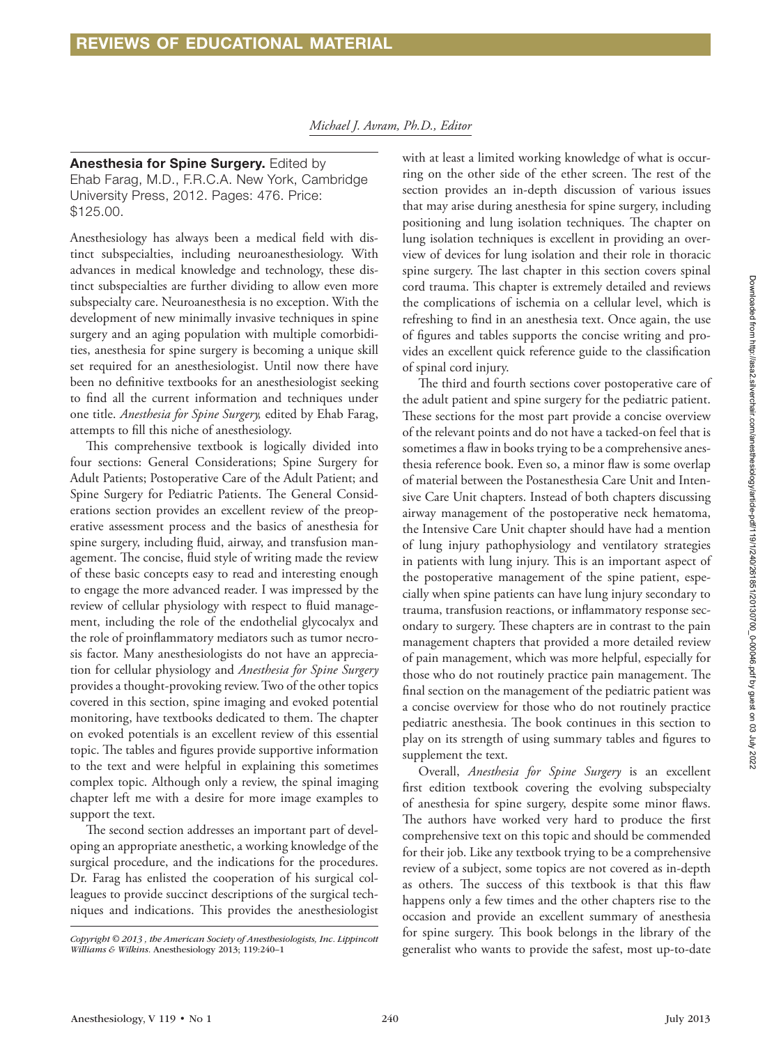# REVIEWS OF EDUCATIONAL MATERIAL

*Michael J. Avram, Ph.D., Editor*

**Anesthesia for Spine Surgery.** Edited by Ehab Farag, M.D., F.R.C.A. New York, Cambridge University Press, 2012. Pages: 476. Price: $125.00.

Anesthesiology has always been a medical field with distinct subspecialties, including neuroanesthesiology. With advances in medical knowledge and technology, these distinct subspecialties are further dividing to allow even more subspecialty care. Neuroanesthesia is no exception. With the development of new minimally invasive techniques in spine surgery and an aging population with multiple comorbidities, anesthesia for spine surgery is becoming a unique skill set required for an anesthesiologist. Until now there have been no definitive textbooks for an anesthesiologist seeking to find all the current information and techniques under one title. *Anesthesia for Spine Surgery,* edited by Ehab Farag, attempts to fill this niche of anesthesiology.

This comprehensive textbook is logically divided into four sections: General Considerations; Spine Surgery for Adult Patients; Postoperative Care of the Adult Patient; and Spine Surgery for Pediatric Patients. The General Considerations section provides an excellent review of the preoperative assessment process and the basics of anesthesia for spine surgery, including fluid, airway, and transfusion management. The concise, fluid style of writing made the review of these basic concepts easy to read and interesting enough to engage the more advanced reader. I was impressed by the review of cellular physiology with respect to fluid management, including the role of the endothelial glycocalyx and the role of proinflammatory mediators such as tumor necrosis factor. Many anesthesiologists do not have an appreciation for cellular physiology and *Anesthesia for Spine Surgery* provides a thought-provoking review. Two of the other topics covered in this section, spine imaging and evoked potential monitoring, have textbooks dedicated to them. The chapter on evoked potentials is an excellent review of this essential topic. The tables and figures provide supportive information to the text and were helpful in explaining this sometimes complex topic. Although only a review, the spinal imaging chapter left me with a desire for more image examples to support the text.

The second section addresses an important part of developing an appropriate anesthetic, a working knowledge of the surgical procedure, and the indications for the procedures. Dr. Farag has enlisted the cooperation of his surgical colleagues to provide succinct descriptions of the surgical techniques and indications. This provides the anesthesiologist with at least a limited working knowledge of what is occurring on the other side of the ether screen. The rest of the section provides an in-depth discussion of various issues that may arise during anesthesia for spine surgery, including positioning and lung isolation techniques. The chapter on lung isolation techniques is excellent in providing an overview of devices for lung isolation and their role in thoracic spine surgery. The last chapter in this section covers spinal cord trauma. This chapter is extremely detailed and reviews the complications of ischemia on a cellular level, which is refreshing to find in an anesthesia text. Once again, the use of figures and tables supports the concise writing and provides an excellent quick reference guide to the classification of spinal cord injury.

The third and fourth sections cover postoperative care of the adult patient and spine surgery for the pediatric patient. These sections for the most part provide a concise overview of the relevant points and do not have a tacked-on feel that is sometimes a flaw in books trying to be a comprehensive anesthesia reference book. Even so, a minor flaw is some overlap of material between the Postanesthesia Care Unit and Intensive Care Unit chapters. Instead of both chapters discussing airway management of the postoperative neck hematoma, the Intensive Care Unit chapter should have had a mention of lung injury pathophysiology and ventilatory strategies in patients with lung injury. This is an important aspect of the postoperative management of the spine patient, especially when spine patients can have lung injury secondary to trauma, transfusion reactions, or inflammatory response secondary to surgery. These chapters are in contrast to the pain management chapters that provided a more detailed review of pain management, which was more helpful, especially for those who do not routinely practice pain management. The final section on the management of the pediatric patient was a concise overview for those who do not routinely practice pediatric anesthesia. The book continues in this section to play on its strength of using summary tables and figures to supplement the text.

Overall, *Anesthesia for Spine Surgery* is an excellent first edition textbook covering the evolving subspecialty of anesthesia for spine surgery, despite some minor flaws. The authors have worked very hard to produce the first comprehensive text on this topic and should be commended for their job. Like any textbook trying to be a comprehensive review of a subject, some topics are not covered as in-depth as others. The success of this textbook is that this flaw happens only a few times and the other chapters rise to the occasion and provide an excellent summary of anesthesia for spine surgery. This book belongs in the library of the generalist who wants to provide the safest, most up-to-date

*Copyright © 2013, the American Society of Anesthesiologists, Inc. Lippincott Williams & Wilkins.* Anesthesiology 2013; 119:240–1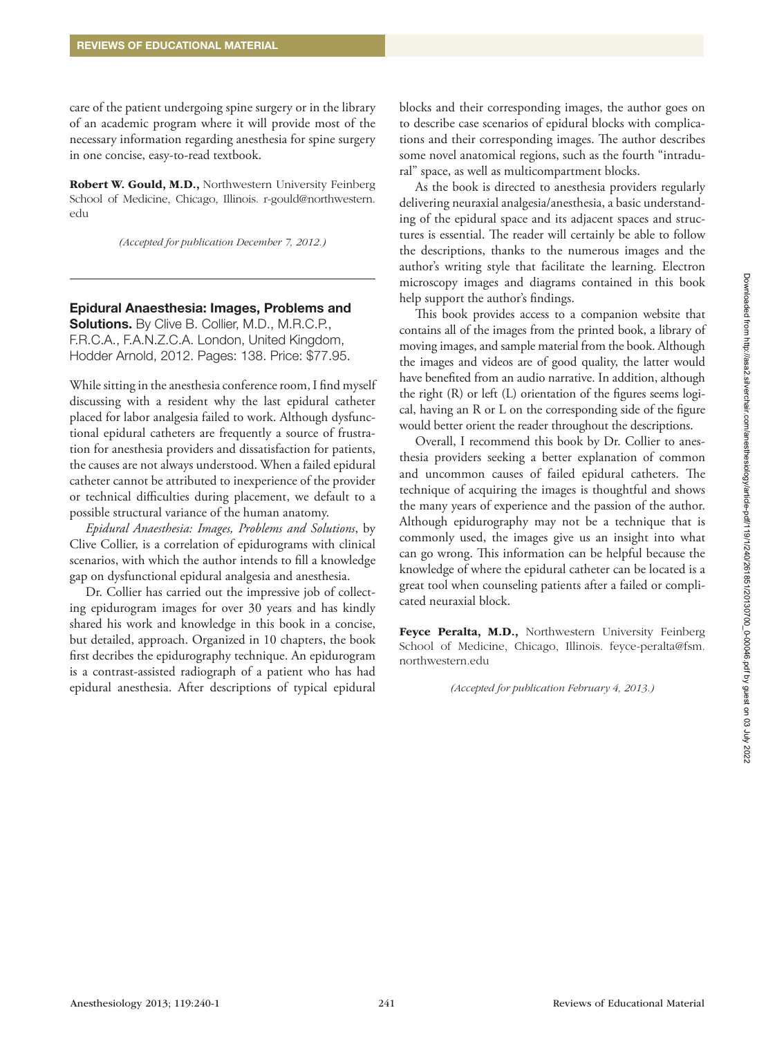care of the patient undergoing spine surgery or in the library of an academic program where it will provide most of the necessary information regarding anesthesia for spine surgery in one concise, easy-to-read textbook.

**Robert W. Gould, M.D.,** Northwestern University Feinberg School of Medicine, Chicago, Illinois. r-gould@northwestern.edu

*(Accepted for publication December 7, 2012.)*

---

### Epidural Anaesthesia: Images, Problems and Solutions.

By Clive B. Collier, M.D., M.R.C.P., F.R.C.A., F.A.N.Z.C.A. London, United Kingdom, Hodder Arnold, 2012. Pages: 138. Price: $77.95.

While sitting in the anesthesia conference room, I find myself discussing with a resident why the last epidural catheter placed for labor analgesia failed to work. Although dysfunctional epidural catheters are frequently a source of frustration for anesthesia providers and dissatisfaction for patients, the causes are not always understood. When a failed epidural catheter cannot be attributed to inexperience of the provider or technical difficulties during placement, we default to a possible structural variance of the human anatomy.

*Epidural Anaesthesia: Images, Problems and Solutions*, by Clive Collier, is a correlation of epidurograms with clinical scenarios, with which the author intends to fill a knowledge gap on dysfunctional epidural analgesia and anesthesia.

Dr. Collier has carried out the impressive job of collecting epidurogram images for over 30 years and has kindly shared his work and knowledge in this book in a concise, but detailed, approach. Organized in 10 chapters, the book first decribes the epidurography technique. An epidurogram is a contrast-assisted radiograph of a patient who has had epidural anesthesia. After descriptions of typical epidural blocks and their corresponding images, the author goes on to describe case scenarios of epidural blocks with complications and their corresponding images. The author describes some novel anatomical regions, such as the fourth "intradural" space, as well as multicompartment blocks.

As the book is directed to anesthesia providers regularly delivering neuraxial analgesia/anesthesia, a basic understanding of the epidural space and its adjacent spaces and structures is essential. The reader will certainly be able to follow the descriptions, thanks to the numerous images and the author's writing style that facilitate the learning. Electron microscopy images and diagrams contained in this book help support the author's findings.

This book provides access to a companion website that contains all of the images from the printed book, a library of moving images, and sample material from the book. Although the images and videos are of good quality, the latter would have benefited from an audio narrative. In addition, although the right (R) or left (L) orientation of the figures seems logical, having an R or L on the corresponding side of the figure would better orient the reader throughout the descriptions.

Overall, I recommend this book by Dr. Collier to anesthesia providers seeking a better explanation of common and uncommon causes of failed epidural catheters. The technique of acquiring the images is thoughtful and shows the many years of experience and the passion of the author. Although epidurography may not be a technique that is commonly used, the images give us an insight into what can go wrong. This information can be helpful because the knowledge of where the epidural catheter can be located is a great tool when counseling patients after a failed or complicated neuraxial block.

**Feyce Peralta, M.D.,** Northwestern University Feinberg School of Medicine, Chicago, Illinois. feyce-peralta@fsm.northwestern.edu

*(Accepted for publication February 4, 2013.)*